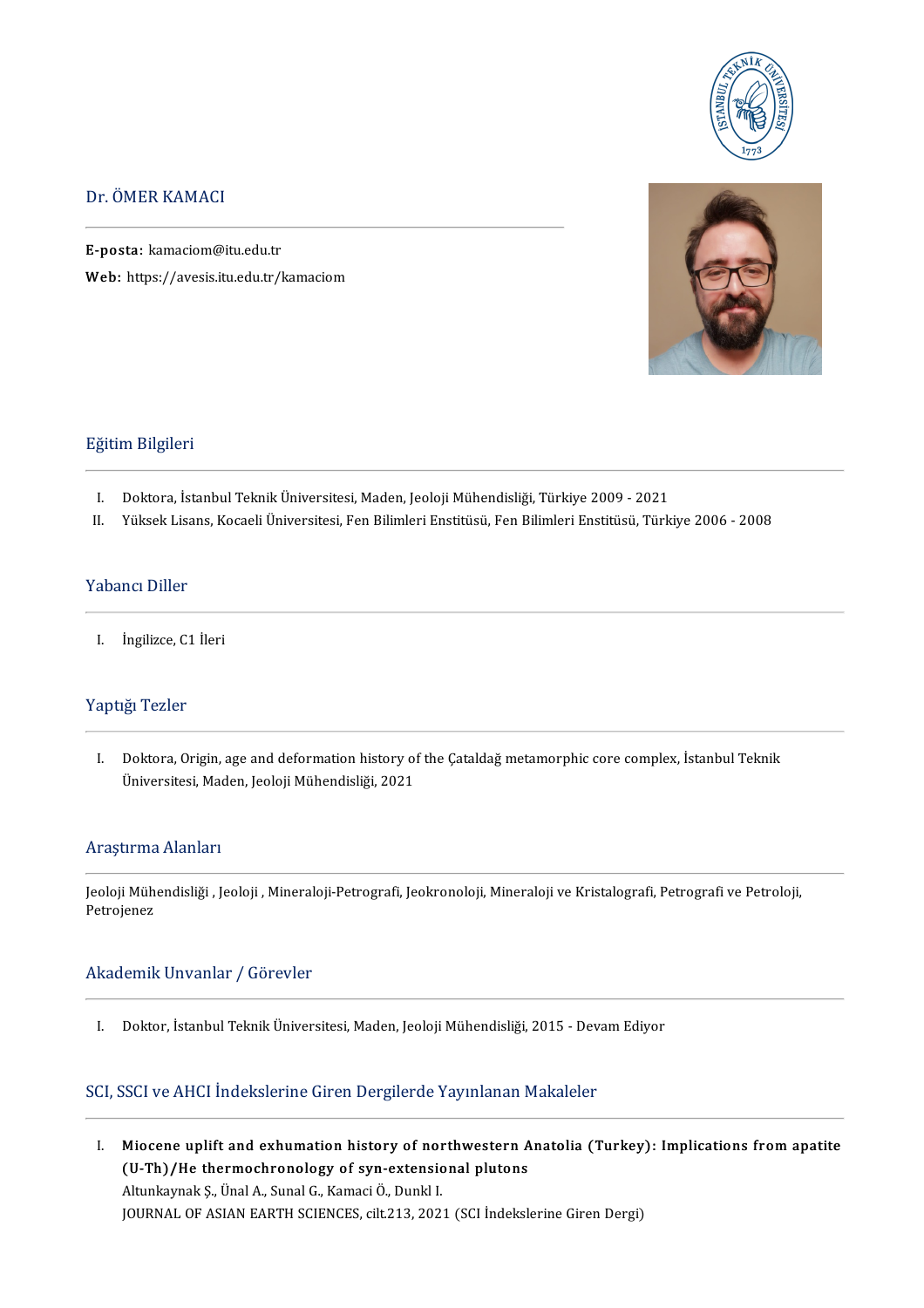# Dr. ÖMER KAMACI

**E-posta:** kamaciom@itu.edu.tr
**Web:** https://avesis.itu.edu.tr/kamaciom

## Eğitim Bilgileri

I. Doktora, İstanbul Teknik Üniversitesi, Maden, Jeoloji Mühendisliği, Türkiye 2009 - 2021
II. Yüksek Lisans, Kocaeli Üniversitesi, Fen Bilimleri Enstitüsü, Fen Bilimleri Enstitüsü, Türkiye 2006 - 2008

## Yabancı Diller

I. İngilizce, C1 İleri

## Yaptığı Tezler

I. Doktora, Origin, age and deformation history of the Çataldağ metamorphic core complex, İstanbul Teknik Üniversitesi, Maden, Jeoloji Mühendisliği, 2021

## Araştırma Alanları

Jeoloji Mühendisliği , Jeoloji , Mineraloji-Petrografi, Jeokronoloji, Mineraloji ve Kristalografi, Petrografi ve Petroloji, Petrojenez

## Akademik Unvanlar / Görevler

I. Doktor, İstanbul Teknik Üniversitesi, Maden, Jeoloji Mühendisliği, 2015 - Devam Ediyor

## SCI, SSCI ve AHCI İndekslerine Giren Dergilerde Yayınlanan Makaleler

I. **Miocene uplift and exhumation history of northwestern Anatolia (Turkey): Implications from apatite (U-Th)/He thermochronology of syn-extensional plutons**
Altunkaynak Ş., Ünal A., Sunal G., Kamaci Ö., Dunkl I.
JOURNAL OF ASIAN EARTH SCIENCES, cilt.213, 2021 (SCI İndekslerine Giren Dergi)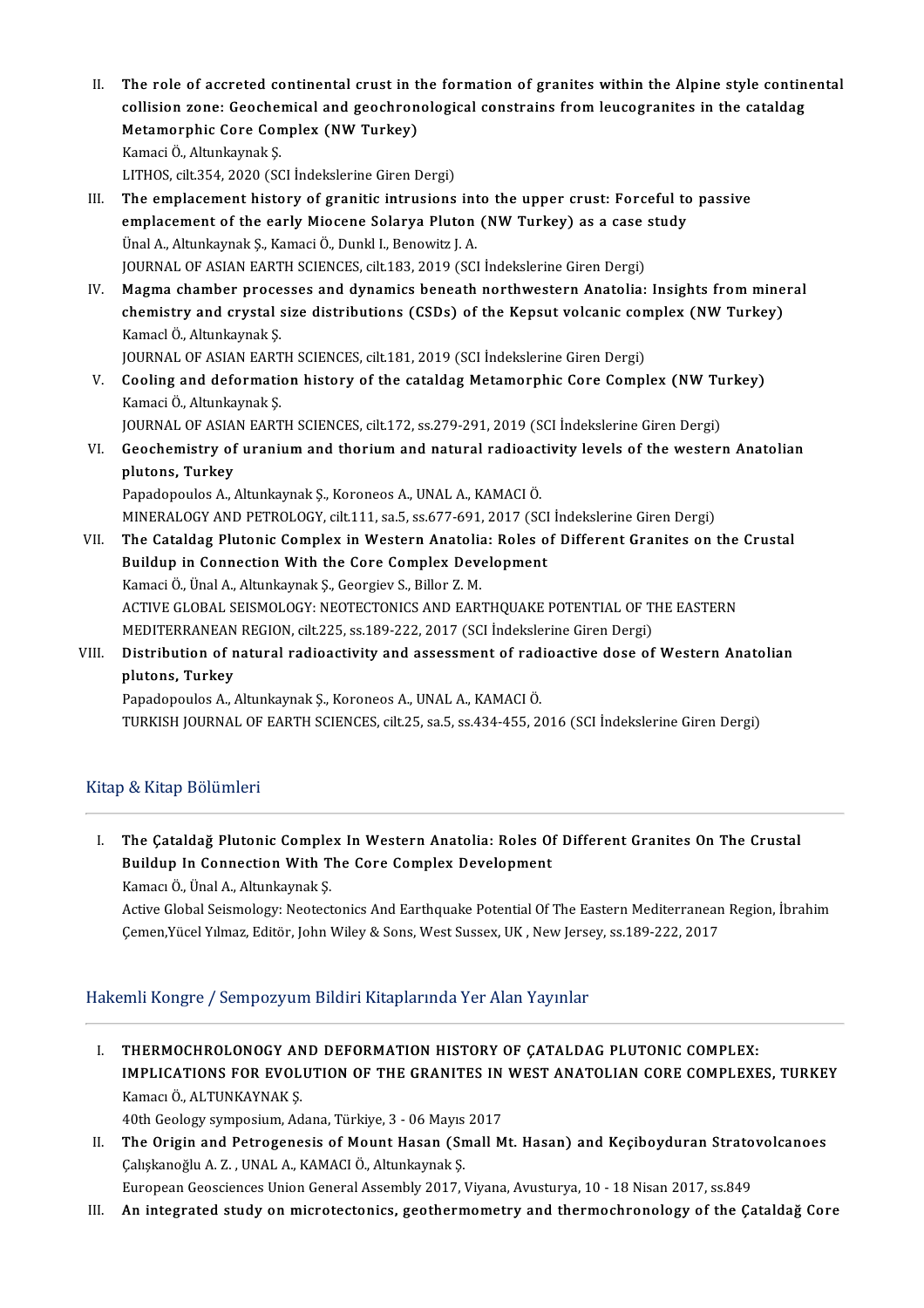II. **The role of accreted continental crust in the formation of granites within the Alpine style continental collision zone: Geochemical and geochronological constrains from leucogranites in the cataldag Metamorphic Core Complex (NW Turkey)**
Kamaci Ö., Altunkaynak Ş.
LITHOS, cilt.354, 2020 (SCI İndekslerine Giren Dergi)

III. **The emplacement history of granitic intrusions into the upper crust: Forceful to passive emplacement of the early Miocene Solarya Pluton (NW Turkey) as a case study**
Ünal A., Altunkaynak Ş., Kamaci Ö., Dunkl I., Benowitz J. A.
JOURNAL OF ASIAN EARTH SCIENCES, cilt.183, 2019 (SCI İndekslerine Giren Dergi)

IV. **Magma chamber processes and dynamics beneath northwestern Anatolia: Insights from mineral chemistry and crystal size distributions (CSDs) of the Kepsut volcanic complex (NW Turkey)**
Kamacl Ö., Altunkaynak Ş.
JOURNAL OF ASIAN EARTH SCIENCES, cilt.181, 2019 (SCI İndekslerine Giren Dergi)

V. **Cooling and deformation history of the cataldag Metamorphic Core Complex (NW Turkey)**
Kamaci Ö., Altunkaynak Ş.
JOURNAL OF ASIAN EARTH SCIENCES, cilt.172, ss.279-291, 2019 (SCI İndekslerine Giren Dergi)

VI. **Geochemistry of uranium and thorium and natural radioactivity levels of the western Anatolian plutons, Turkey**
Papadopoulos A., Altunkaynak Ş., Koroneos A., UNAL A., KAMACI Ö.
MINERALOGY AND PETROLOGY, cilt.111, sa.5, ss.677-691, 2017 (SCI İndekslerine Giren Dergi)

VII. **The Cataldag Plutonic Complex in Western Anatolia: Roles of Different Granites on the Crustal Buildup in Connection With the Core Complex Development**
Kamaci Ö., Ünal A., Altunkaynak Ş., Georgiev S., Billor Z. M.
ACTIVE GLOBAL SEISMOLOGY: NEOTECTONICS AND EARTHQUAKE POTENTIAL OF THE EASTERN MEDITERRANEAN REGION, cilt.225, ss.189-222, 2017 (SCI İndekslerine Giren Dergi)

VIII. **Distribution of natural radioactivity and assessment of radioactive dose of Western Anatolian plutons, Turkey**
Papadopoulos A., Altunkaynak Ş., Koroneos A., UNAL A., KAMACI Ö.
TURKISH JOURNAL OF EARTH SCIENCES, cilt.25, sa.5, ss.434-455, 2016 (SCI İndekslerine Giren Dergi)

## Kitap & Kitap Bölümleri

I. **The Çataldağ Plutonic Complex In Western Anatolia: Roles Of Different Granites On The Crustal Buildup In Connection With The Core Complex Development**
Kamacı Ö., Ünal A., Altunkaynak Ş.
Active Global Seismology: Neotectonics And Earthquake Potential Of The Eastern Mediterranean Region, İbrahim Çemen,Yücel Yılmaz, Editör, John Wiley & Sons, West Sussex, UK , New Jersey, ss.189-222, 2017

## Hakemli Kongre / Sempozyum Bildiri Kitaplarında Yer Alan Yayınlar

I. **THERMOCHROLONOGY AND DEFORMATION HISTORY OF ÇATALDAG PLUTONIC COMPLEX: IMPLICATIONS FOR EVOLUTION OF THE GRANITES IN WEST ANATOLIAN CORE COMPLEXES, TURKEY**
Kamacı Ö., ALTUNKAYNAK Ş.
40th Geology symposium, Adana, Türkiye, 3 - 06 Mayıs 2017

II. **The Origin and Petrogenesis of Mount Hasan (Small Mt. Hasan) and Keçiboyduran Stratovolcanoes**
Çalışkanoğlu A. Z. , UNAL A., KAMACI Ö., Altunkaynak Ş.
European Geosciences Union General Assembly 2017, Viyana, Avusturya, 10 - 18 Nisan 2017, ss.849

III. **An integrated study on microtectonics, geothermometry and thermochronology of the Çataldağ Core**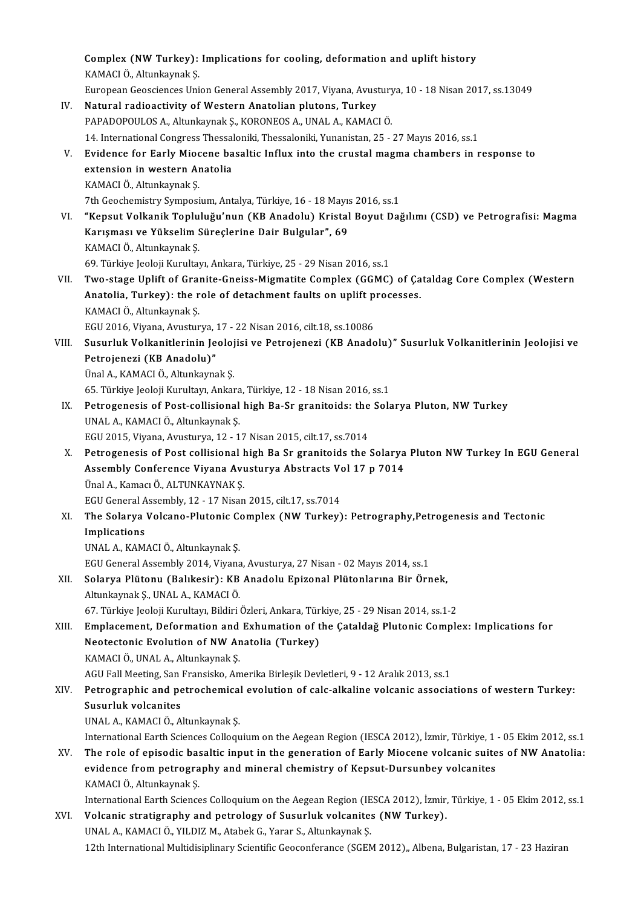Complex (NW Turkey): Implications for cooling, deformation and uplift history
KAMACI Ö., Altunkaynak Ş.
European Geosciences Union General Assembly 2017, Viyana, Avusturya, 10 - 18 Nisan 2017, ss.13049

IV. **Natural radioactivity of Western Anatolian plutons, Turkey**
PAPADOPOULOS A., Altunkaynak Ş., KORONEOS A., UNAL A., KAMACI Ö.
14. International Congress Thessaloniki, Thessaloniki, Yunanistan, 25 - 27 Mayıs 2016, ss.1

V. **Evidence for Early Miocene basaltic Influx into the crustal magma chambers in response to extension in western Anatolia**
KAMACI Ö., Altunkaynak Ş.
7th Geochemistry Symposium, Antalya, Türkiye, 16 - 18 Mayıs 2016, ss.1

VI. **"Kepsut Volkanik Topluluğu'nun (KB Anadolu) Kristal Boyut Dağılımı (CSD) ve Petrografisi: Magma Karışması ve Yükselim Süreçlerine Dair Bulgular", 69**
KAMACI Ö., Altunkaynak Ş.
69. Türkiye Jeoloji Kurultayı, Ankara, Türkiye, 25 - 29 Nisan 2016, ss.1

VII. **Two-stage Uplift of Granite-Gneiss-Migmatite Complex (GGMC) of Çataldag Core Complex (Western Anatolia, Turkey): the role of detachment faults on uplift processes.**
KAMACI Ö., Altunkaynak Ş.
EGU 2016, Viyana, Avusturya, 17 - 22 Nisan 2016, cilt.18, ss.10086

VIII. **Susurluk Volkanitlerinin Jeolojisi ve Petrojenezi (KB Anadolu)" Susurluk Volkanitlerinin Jeolojisi ve Petrojenezi (KB Anadolu)"**
Ünal A., KAMACI Ö., Altunkaynak Ş.
65. Türkiye Jeoloji Kurultayı, Ankara, Türkiye, 12 - 18 Nisan 2016, ss.1

IX. **Petrogenesis of Post-collisional high Ba-Sr granitoids: the Solarya Pluton, NW Turkey**
UNAL A., KAMACI Ö., Altunkaynak Ş.
EGU 2015, Viyana, Avusturya, 12 - 17 Nisan 2015, cilt.17, ss.7014

X. **Petrogenesis of Post collisional high Ba Sr granitoids the Solarya Pluton NW Turkey In EGU General Assembly Conference Viyana Avusturya Abstracts Vol 17 p 7014**
Ünal A., Kamacı Ö., ALTUNKAYNAK Ş.
EGU General Assembly, 12 - 17 Nisan 2015, cilt.17, ss.7014

XI. **The Solarya Volcano-Plutonic Complex (NW Turkey): Petrography,Petrogenesis and Tectonic Implications**
UNAL A., KAMACI Ö., Altunkaynak Ş.
EGU General Assembly 2014, Viyana, Avusturya, 27 Nisan - 02 Mayıs 2014, ss.1

XII. **Solarya Plütonu (Balıkesir): KB Anadolu Epizonal Plütonlarına Bir Örnek,**
Altunkaynak Ş., UNAL A., KAMACI Ö.
67. Türkiye Jeoloji Kurultayı, Bildiri Özleri, Ankara, Türkiye, 25 - 29 Nisan 2014, ss.1-2

XIII. **Emplacement, Deformation and Exhumation of the Çataldağ Plutonic Complex: Implications for Neotectonic Evolution of NW Anatolia (Turkey)**
KAMACI Ö., UNAL A., Altunkaynak Ş.
AGU Fall Meeting, San Fransisko, Amerika Birleşik Devletleri, 9 - 12 Aralık 2013, ss.1

XIV. **Petrographic and petrochemical evolution of calc-alkaline volcanic associations of western Turkey: Susurluk volcanites**
UNAL A., KAMACI Ö., Altunkaynak Ş.
International Earth Sciences Colloquium on the Aegean Region (IESCA 2012), İzmir, Türkiye, 1 - 05 Ekim 2012, ss.1

XV. **The role of episodic basaltic input in the generation of Early Miocene volcanic suites of NW Anatolia: evidence from petrography and mineral chemistry of Kepsut-Dursunbey volcanites**
KAMACI Ö., Altunkaynak Ş.
International Earth Sciences Colloquium on the Aegean Region (IESCA 2012), İzmir, Türkiye, 1 - 05 Ekim 2012, ss.1

XVI. **Volcanic stratigraphy and petrology of Susurluk volcanites (NW Turkey).**
UNAL A., KAMACI Ö., YILDIZ M., Atabek G., Yarar S., Altunkaynak Ş.
12th International Multidisiplinary Scientific Geoconferance (SGEM 2012),, Albena, Bulgaristan, 17 - 23 Haziran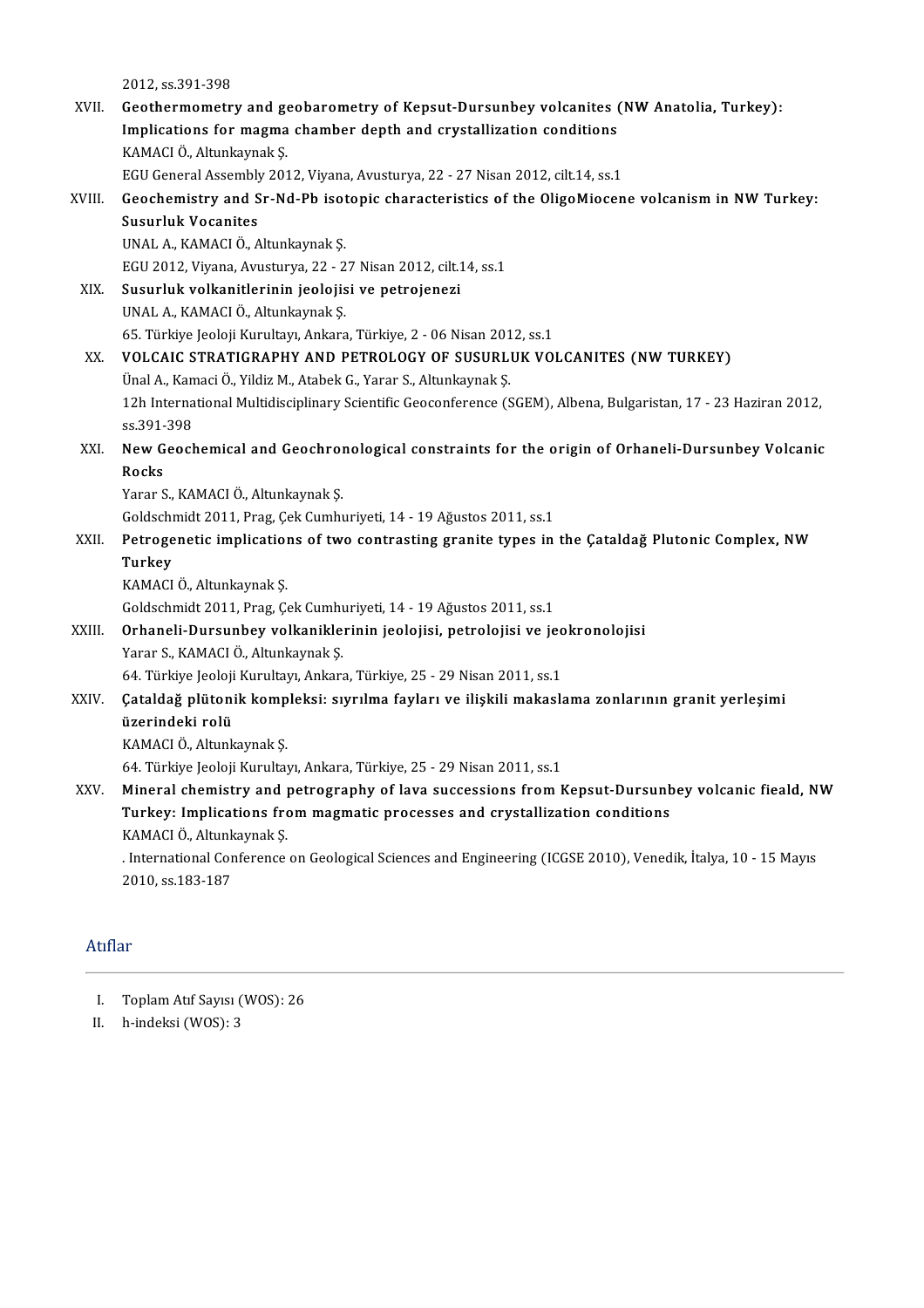2012, ss.391-398

XVII. **Geothermometry and geobarometry of Kepsut-Dursunbey volcanites (NW Anatolia, Turkey): Implications for magma chamber depth and crystallization conditions**
KAMACI Ö., Altunkaynak Ş.
EGU General Assembly 2012, Viyana, Avusturya, 22 - 27 Nisan 2012, cilt.14, ss.1

XVIII. **Geochemistry and Sr-Nd-Pb isotopic characteristics of the OligoMiocene volcanism in NW Turkey: Susurluk Vocanites**
UNAL A., KAMACI Ö., Altunkaynak Ş.
EGU 2012, Viyana, Avusturya, 22 - 27 Nisan 2012, cilt.14, ss.1

XIX. **Susurluk volkanitlerinin jeolojisi ve petrojenezi**
UNAL A., KAMACI Ö., Altunkaynak Ş.
65. Türkiye Jeoloji Kurultayı, Ankara, Türkiye, 2 - 06 Nisan 2012, ss.1

XX. **VOLCAIC STRATIGRAPHY AND PETROLOGY OF SUSURLUK VOLCANITES (NW TURKEY)**
Ünal A., Kamaci Ö., Yildiz M., Atabek G., Yarar S., Altunkaynak Ş.
12h International Multidisciplinary Scientific Geoconference (SGEM), Albena, Bulgaristan, 17 - 23 Haziran 2012, ss.391-398

XXI. **New Geochemical and Geochronological constraints for the origin of Orhaneli-Dursunbey Volcanic Rocks**
Yarar S., KAMACI Ö., Altunkaynak Ş.
Goldschmidt 2011, Prag, Çek Cumhuriyeti, 14 - 19 Ağustos 2011, ss.1

XXII. **Petrogenetic implications of two contrasting granite types in the Çataldağ Plutonic Complex, NW Turkey**
KAMACI Ö., Altunkaynak Ş.
Goldschmidt 2011, Prag, Çek Cumhuriyeti, 14 - 19 Ağustos 2011, ss.1

XXIII. **Orhaneli-Dursunbey volkaniklerinin jeolojisi, petrolojisi ve jeokronolojisi**
Yarar S., KAMACI Ö., Altunkaynak Ş.
64. Türkiye Jeoloji Kurultayı, Ankara, Türkiye, 25 - 29 Nisan 2011, ss.1

XXIV. **Çataldağ plütonik kompleksi: sıyrılma fayları ve ilişkili makaslama zonlarının granit yerleşimi üzerindeki rolü**
KAMACI Ö., Altunkaynak Ş.
64. Türkiye Jeoloji Kurultayı, Ankara, Türkiye, 25 - 29 Nisan 2011, ss.1

XXV. **Mineral chemistry and petrography of lava successions from Kepsut-Dursunbey volcanic fieald, NW Turkey: Implications from magmatic processes and crystallization conditions**
KAMACI Ö., Altunkaynak Ş.
. International Conference on Geological Sciences and Engineering (ICGSE 2010), Venedik, İtalya, 10 - 15 Mayıs 2010, ss.183-187

## Atıflar

I. Toplam Atıf Sayısı (WOS): 26
II. h-indeksi (WOS): 3